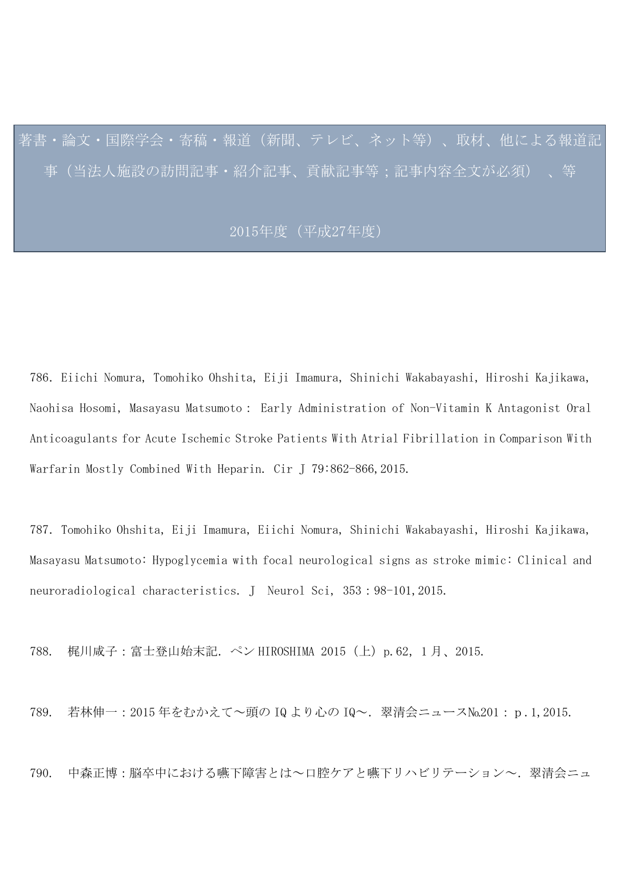# 著書・論文・国際学会・寄稿・報道（新聞、テレビ、ネット等）、取材、他による報道記事（当法人施設の訪問記事・紹介記事、貢献記事等；記事内容全文が必須）　、等

## 2015年度（平成27年度）

786. Eiichi Nomura, Tomohiko Ohshita, Eiji Imamura, Shinichi Wakabayashi, Hiroshi Kajikawa, Naohisa Hosomi, Masayasu Matsumoto： Early Administration of Non-Vitamin K Antagonist Oral Anticoagulants for Acute Ischemic Stroke Patients With Atrial Fibrillation in Comparison With Warfarin Mostly Combined With Heparin. Cir J 79:862-866,2015.

787. Tomohiko Ohshita, Eiji Imamura, Eiichi Nomura, Shinichi Wakabayashi, Hiroshi Kajikawa, Masayasu Matsumoto: Hypoglycemia with focal neurological signs as stroke mimic: Clinical and neuroradiological characteristics. J Neurol Sci, 353：98-101,2015.

788. 梶川咸子：富士登山始末記. ペン HIROSHIMA 2015（上）p.62, 1 月、2015.

789. 若林伸一：2015 年をむかえて～頭の IQ より心の IQ～. 翠清会ニュース№201： p．1,2015.

790. 中森正博：脳卒中における嚥下障害とは～口腔ケアと嚥下リハビリテーション～. 翠清会ニュ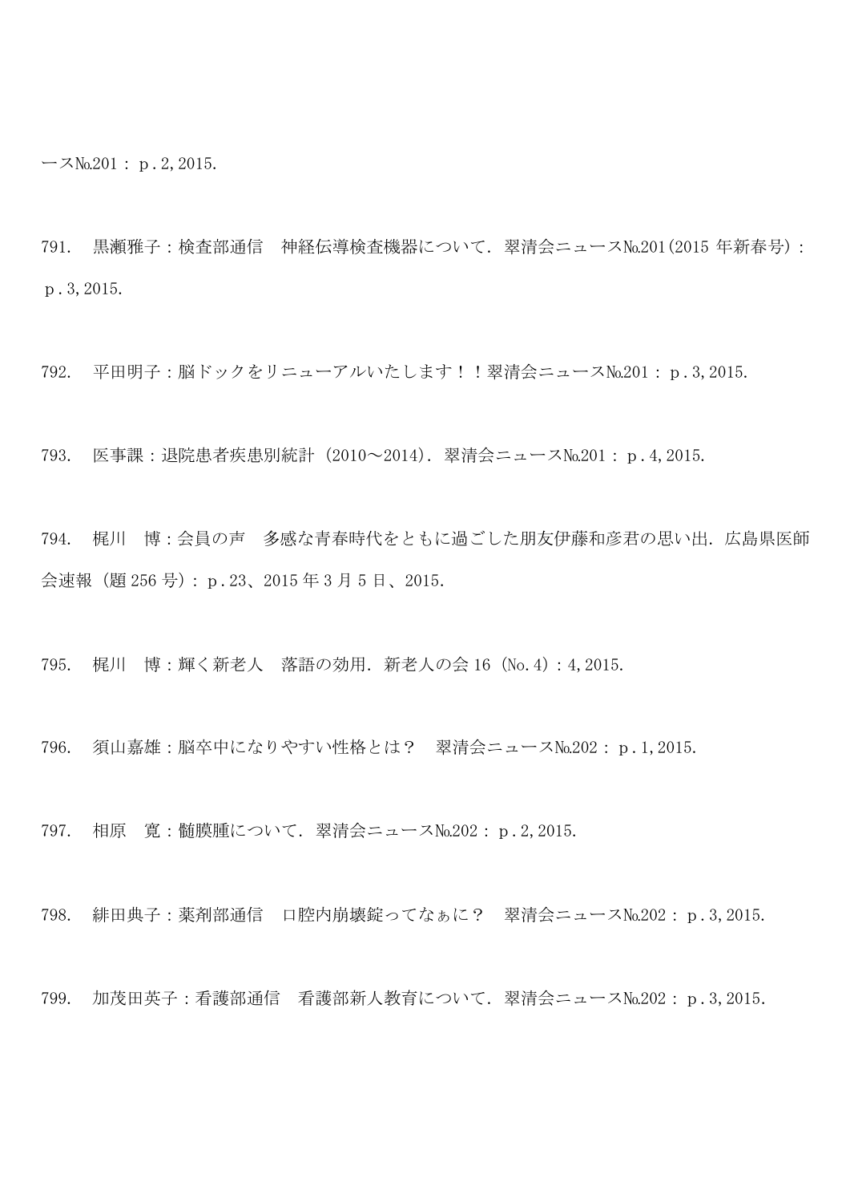ースNo.201： p．2，2015.

791.　黒瀬雅子：検査部通信　神経伝導検査機器について．翠清会ニュースNo.201(2015 年新春号)： p．3，2015.

792.　平田明子：脳ドックをリニューアルいたします！！翠清会ニュースNo.201： p．3，2015.

793.　医事課：退院患者疾患別統計（2010～2014）．翠清会ニュースNo.201： p．4，2015.

794.　梶川　博：会員の声　多感な青春時代をともに過ごした朋友伊藤和彦君の思い出．広島県医師会速報（題 256 号）： p．23、2015 年 3 月 5 日、2015.

795.　梶川　博：輝く新老人　落語の効用．新老人の会 16（No.4）：4，2015.

796.　須山嘉雄：脳卒中になりやすい性格とは？　翠清会ニュースNo.202： p．1，2015.

797.　相原　寛：髄膜腫について．翠清会ニュースNo.202： p．2，2015.

798.　緋田典子：薬剤部通信　口腔内崩壊錠ってなぁに？　翠清会ニュースNo.202： p．3，2015.

799.　加茂田英子：看護部通信　看護部新人教育について．翠清会ニュースNo.202： p．3，2015.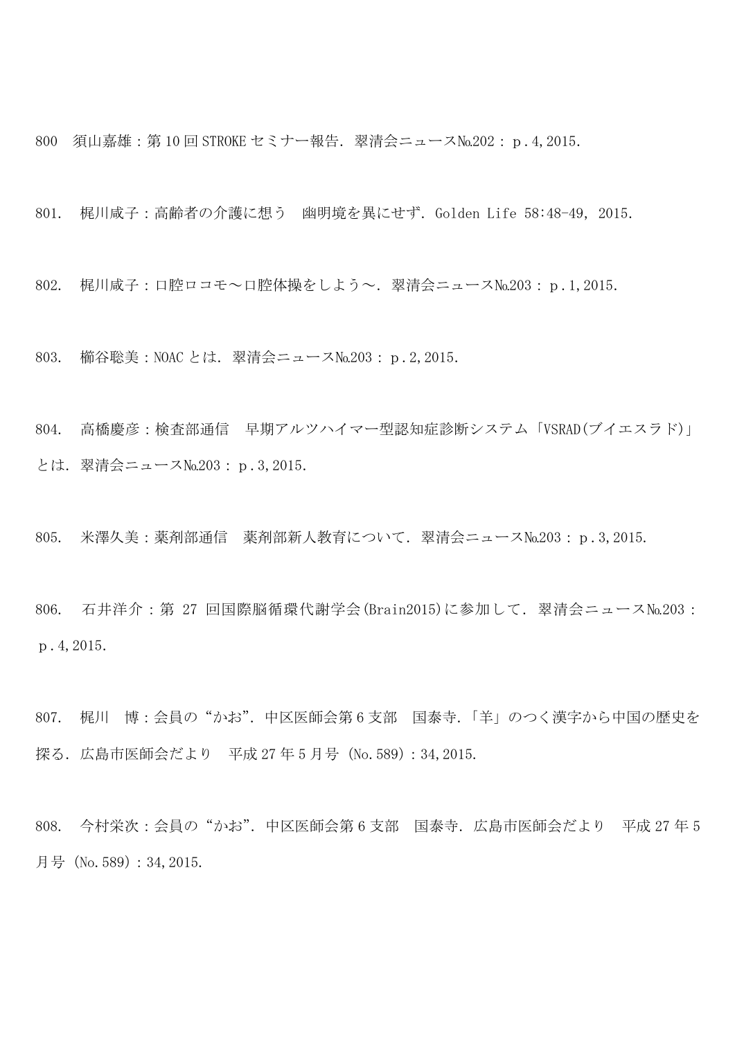800　須山嘉雄：第 10 回 STROKE セミナー報告．翠清会ニュース№202： p．4，2015.

801.　梶川咸子：高齢者の介護に想う　幽明境を異にせず．Golden Life 58:48-49, 2015.

802.　梶川咸子：口腔ロコモ～口腔体操をしよう～．翠清会ニュース№203： p．1，2015.

803.　櫛谷聡美：NOAC とは．翠清会ニュース№203： p．2，2015.

804.　高橋慶彦：検査部通信　早期アルツハイマー型認知症診断システム「VSRAD(ブイエスラド)」とは．翠清会ニュース№203： p．3，2015.

805.　米澤久美：薬剤部通信　薬剤部新人教育について．翠清会ニュース№203： p．3，2015.

806.　石井洋介：第 27 回国際脳循環代謝学会(Brain2015)に参加して．翠清会ニュース№203： p．4，2015.

807.　梶川　博：会員の“かお”．中区医師会第 6 支部　国泰寺．「羊」のつく漢字から中国の歴史を探る．広島市医師会だより　平成 27 年 5 月号 (No．589)：34，2015.

808.　今村栄次：会員の“かお”．中区医師会第 6 支部　国泰寺．広島市医師会だより　平成 27 年 5 月号 (No．589)：34，2015.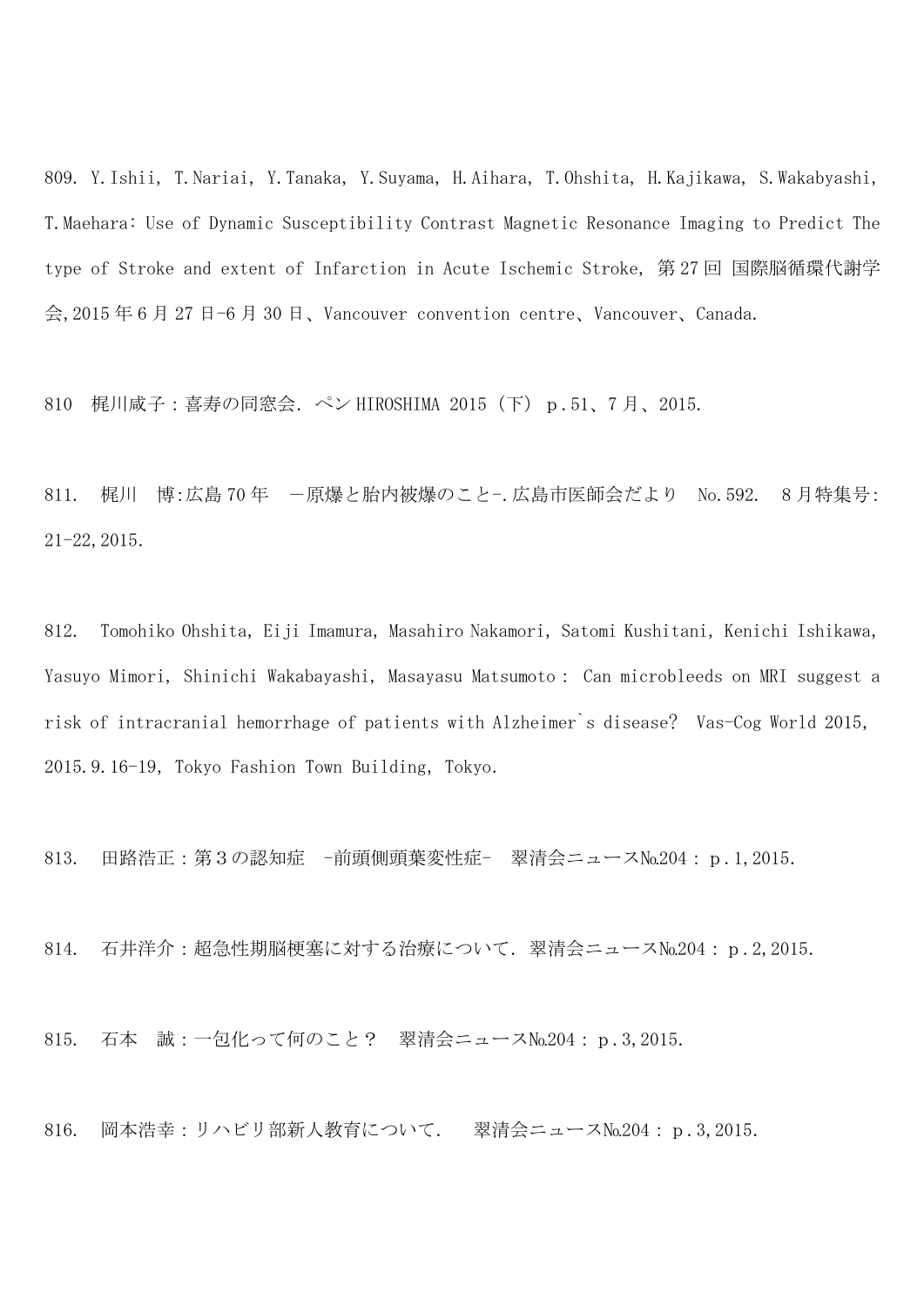809. Y.Ishii, T.Nariai, Y.Tanaka, Y.Suyama, H.Aihara, T.Ohshita, H.Kajikawa, S.Wakabyashi, T.Maehara: Use of Dynamic Susceptibility Contrast Magnetic Resonance Imaging to Predict The type of Stroke and extent of Infarction in Acute Ischemic Stroke, 第27回 国際脳循環代謝学会,2015年6月27日-6月30日、Vancouver convention centre、Vancouver、Canada.

810 梶川咸子：喜寿の同窓会．ペン HIROSHIMA 2015（下） p.51、7月、2015.

811. 梶川 博:広島70年 －原爆と胎内被爆のこと-.広島市医師会だより No.592. 8月特集号: 21-22,2015.

812. Tomohiko Ohshita, Eiji Imamura, Masahiro Nakamori, Satomi Kushitani, Kenichi Ishikawa, Yasuyo Mimori, Shinichi Wakabayashi, Masayasu Matsumoto : Can microbleeds on MRI suggest a risk of intracranial hemorrhage of patients with Alzheimer`s disease? Vas-Cog World 2015, 2015.9.16-19, Tokyo Fashion Town Building, Tokyo.

813. 田路浩正：第3の認知症 -前頭側頭葉変性症- 翠清会ニュース№204： p.1,2015.

814. 石井洋介：超急性期脳梗塞に対する治療について．翠清会ニュース№204： p.2,2015.

815. 石本 誠：一包化って何のこと？ 翠清会ニュース№204： p.3,2015.

816. 岡本浩幸：リハビリ部新人教育について． 翠清会ニュース№204： p.3,2015.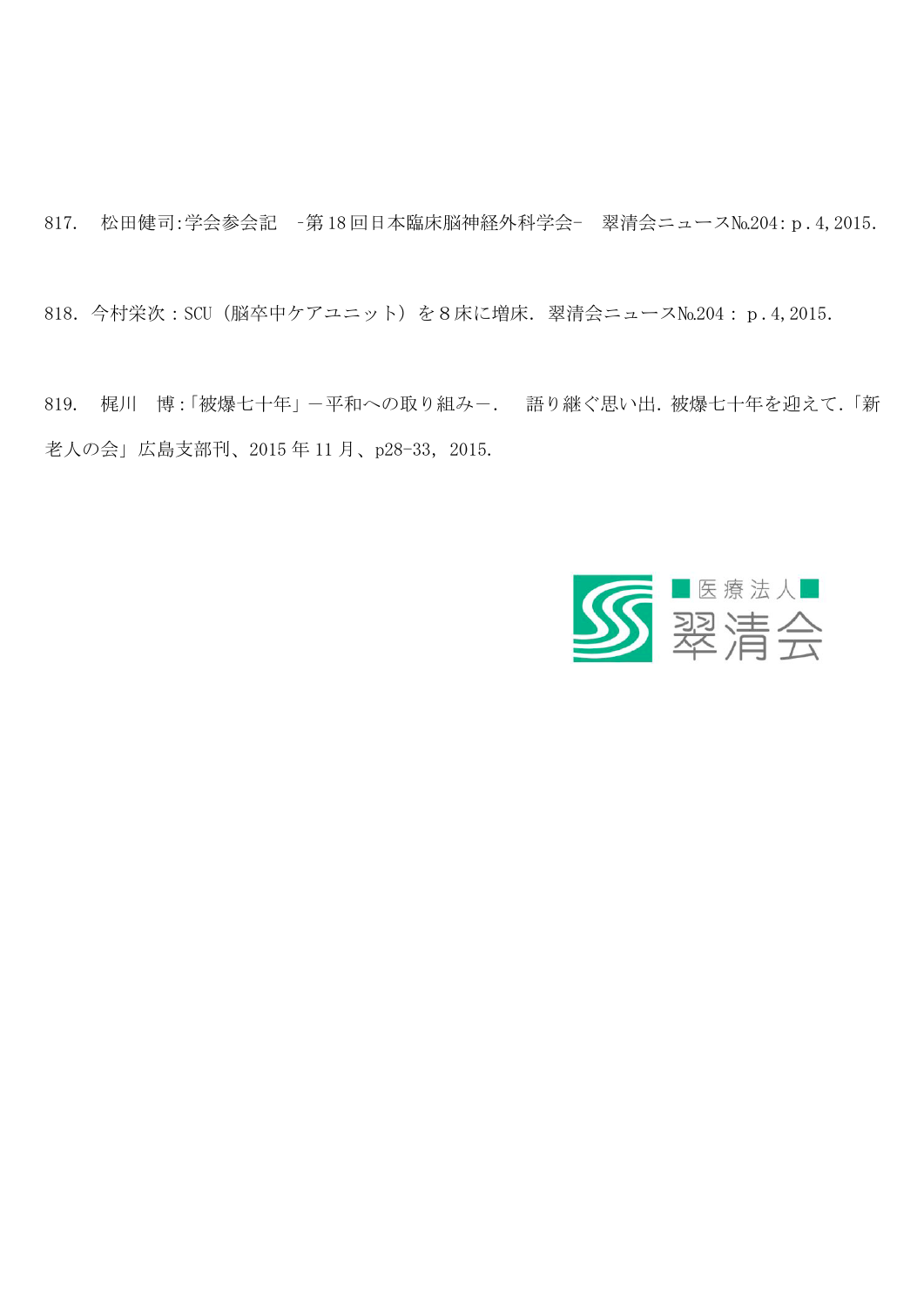817.　松田健司:学会参会記　-第18回日本臨床脳神経外科学会-　翠清会ニュース№204: p. 4, 2015.

818. 今村栄次：SCU（脳卒中ケアユニット）を８床に増床. 翠清会ニュース№204： p. 4, 2015.

819.　梶川　博:「被爆七十年」－平和への取り組み－.　語り継ぐ思い出. 被爆七十年を迎えて.「新老人の会」広島支部刊、2015年11月、p28-33, 2015.

■医療法人■
翠清会